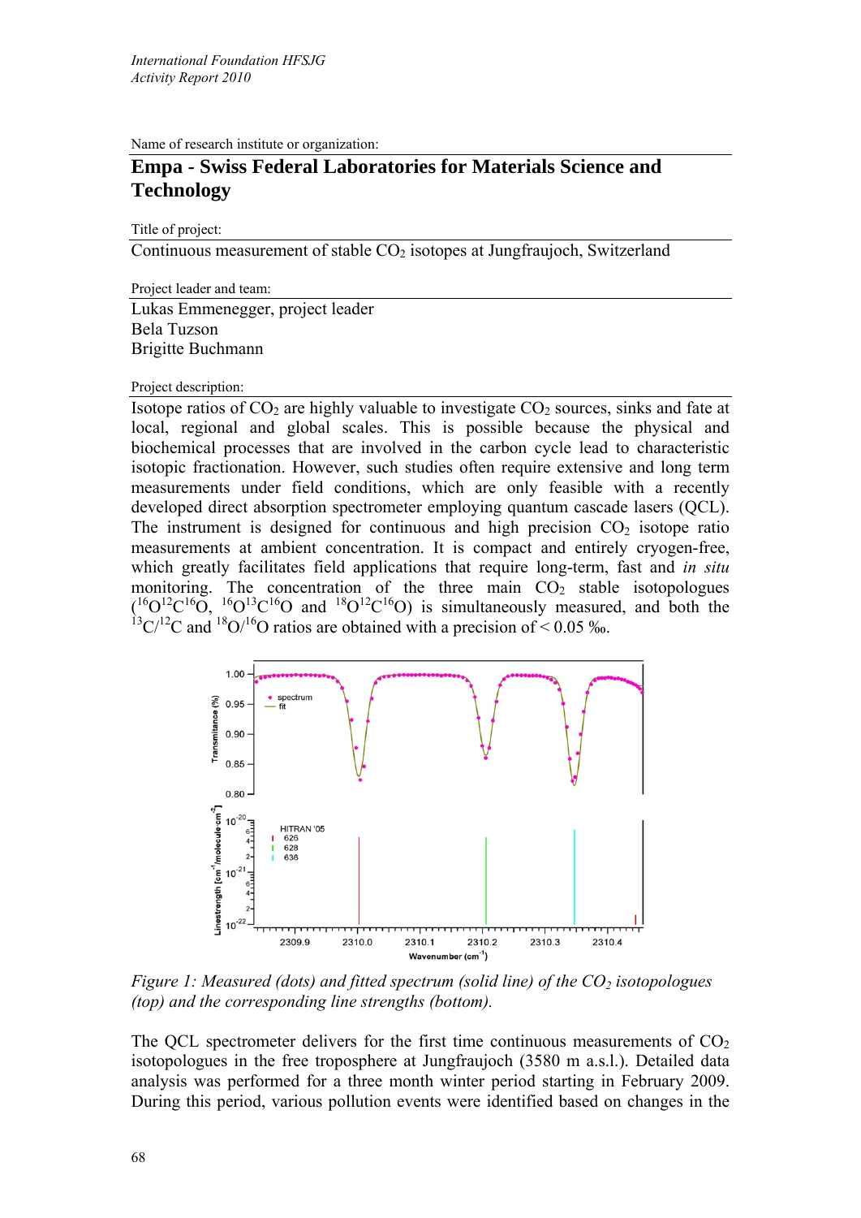*International Foundation HFSJG*
*Activity Report 2010*

Name of research institute or organization:

# Empa - Swiss Federal Laboratories for Materials Science and Technology

Title of project:

Continuous measurement of stable $CO_2$ isotopes at Jungfraujoch, Switzerland

Project leader and team:

Lukas Emmenegger, project leader
Bela Tuzson
Brigitte Buchmann

Project description:

Isotope ratios of $CO_2$ are highly valuable to investigate $CO_2$ sources, sinks and fate at local, regional and global scales. This is possible because the physical and biochemical processes that are involved in the carbon cycle lead to characteristic isotopic fractionation. However, such studies often require extensive and long term measurements under field conditions, which are only feasible with a recently developed direct absorption spectrometer employing quantum cascade lasers (QCL). The instrument is designed for continuous and high precision $CO_2$ isotope ratio measurements at ambient concentration. It is compact and entirely cryogen-free, which greatly facilitates field applications that require long-term, fast and *in situ* monitoring. The concentration of the three main $CO_2$ stable isotopologues ($^{16}O^{12}C^{16}O$, $^{16}O^{13}C^{16}O$ and $^{18}O^{12}C^{16}O$) is simultaneously measured, and both the $^{13}C/^{12}C$ and $^{18}O/^{16}O$ ratios are obtained with a precision of < 0.05 ‰.

*Figure 1: Measured (dots) and fitted spectrum (solid line) of the $CO_2$ isotopologues (top) and the corresponding line strengths (bottom).*

The QCL spectrometer delivers for the first time continuous measurements of $CO_2$ isotopologues in the free troposphere at Jungfraujoch (3580 m a.s.l.). Detailed data analysis was performed for a three month winter period starting in February 2009. During this period, various pollution events were identified based on changes in the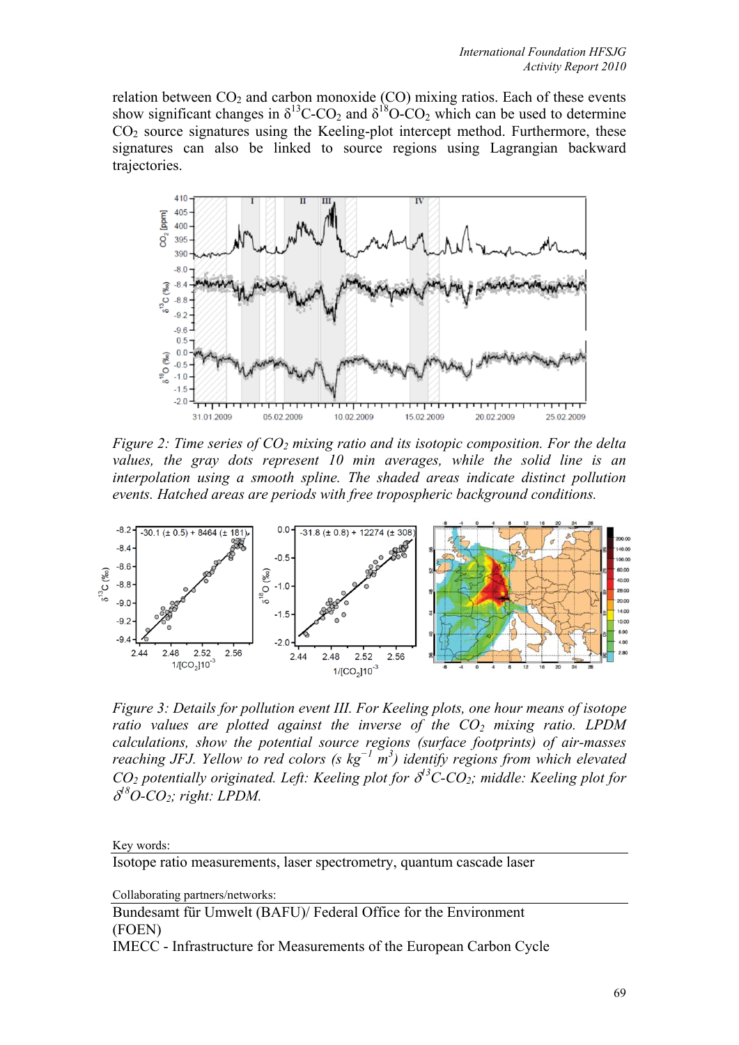relation between $CO_2$ and carbon monoxide (CO) mixing ratios. Each of these events show significant changes in $\delta^{13}C$-$CO_2$ and $\delta^{18}O$-$CO_2$ which can be used to determine $CO_2$ source signatures using the Keeling-plot intercept method. Furthermore, these signatures can also be linked to source regions using Lagrangian backward trajectories.

*Figure 2: Time series of $CO_2$ mixing ratio and its isotopic composition. For the delta values, the gray dots represent 10 min averages, while the solid line is an interpolation using a smooth spline. The shaded areas indicate distinct pollution events. Hatched areas are periods with free tropospheric background conditions.*

*Figure 3: Details for pollution event III. For Keeling plots, one hour means of isotope ratio values are plotted against the inverse of the $CO_2$ mixing ratio. LPDM calculations, show the potential source regions (surface footprints) of air-masses reaching JFJ. Yellow to red colors (s $kg^{-1}$ $m^3$) identify regions from which elevated $CO_2$ potentially originated. Left: Keeling plot for $\delta^{13}C$-$CO_2$; middle: Keeling plot for $\delta^{18}O$-$CO_2$; right: LPDM.*

Key words:

Isotope ratio measurements, laser spectrometry, quantum cascade laser

Collaborating partners/networks:

Bundesamt für Umwelt (BAFU)/ Federal Office for the Environment (FOEN)

IMECC - Infrastructure for Measurements of the European Carbon Cycle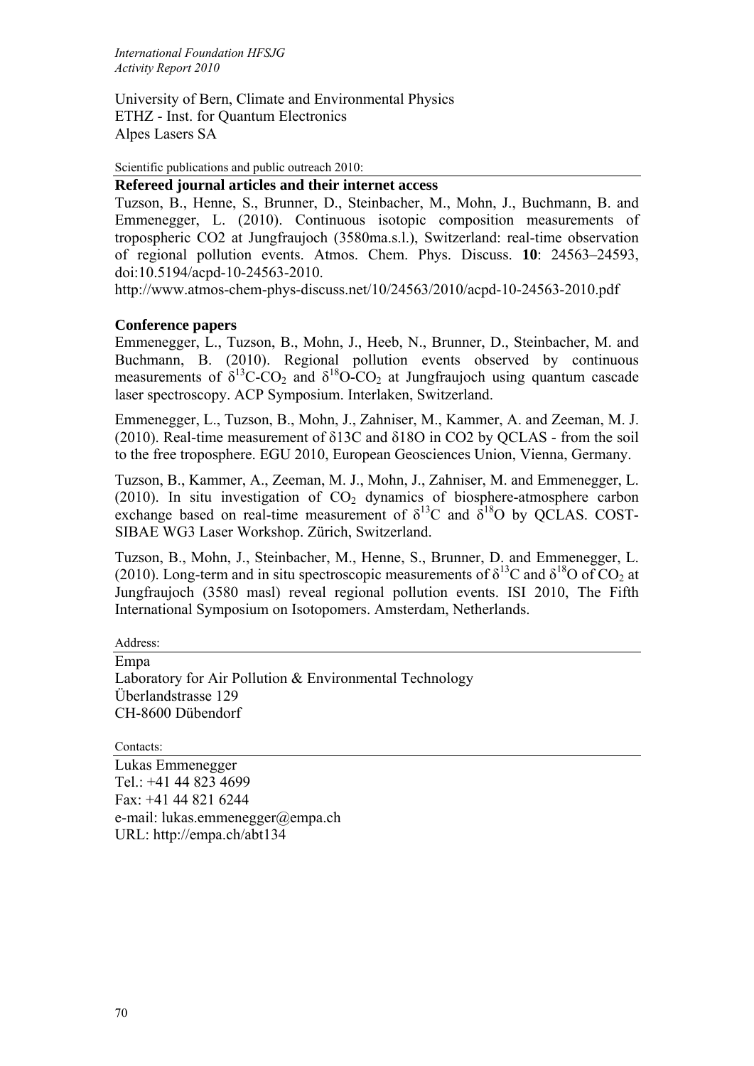University of Bern, Climate and Environmental Physics
ETHZ - Inst. for Quantum Electronics
Alpes Lasers SA

Scientific publications and public outreach 2010:

**Refereed journal articles and their internet access**

Tuzson, B., Henne, S., Brunner, D., Steinbacher, M., Mohn, J., Buchmann, B. and Emmenegger, L. (2010). Continuous isotopic composition measurements of tropospheric CO2 at Jungfraujoch (3580ma.s.l.), Switzerland: real-time observation of regional pollution events. Atmos. Chem. Phys. Discuss. **10**: 24563–24593, doi:10.5194/acpd-10-24563-2010.
http://www.atmos-chem-phys-discuss.net/10/24563/2010/acpd-10-24563-2010.pdf

**Conference papers**

Emmenegger, L., Tuzson, B., Mohn, J., Heeb, N., Brunner, D., Steinbacher, M. and Buchmann, B. (2010). Regional pollution events observed by continuous measurements of $\delta^{13}C$-$CO_2$ and $\delta^{18}O$-$CO_2$ at Jungfraujoch using quantum cascade laser spectroscopy. ACP Symposium. Interlaken, Switzerland.

Emmenegger, L., Tuzson, B., Mohn, J., Zahniser, M., Kammer, A. and Zeeman, M. J. (2010). Real-time measurement of δ13C and δ18O in CO2 by QCLAS - from the soil to the free troposphere. EGU 2010, European Geosciences Union, Vienna, Germany.

Tuzson, B., Kammer, A., Zeeman, M. J., Mohn, J., Zahniser, M. and Emmenegger, L. (2010). In situ investigation of $CO_2$ dynamics of biosphere-atmosphere carbon exchange based on real-time measurement of $\delta^{13}C$ and $\delta^{18}O$ by QCLAS. COST-SIBAE WG3 Laser Workshop. Zürich, Switzerland.

Tuzson, B., Mohn, J., Steinbacher, M., Henne, S., Brunner, D. and Emmenegger, L. (2010). Long-term and in situ spectroscopic measurements of $\delta^{13}C$ and $\delta^{18}O$ of $CO_2$ at Jungfraujoch (3580 masl) reveal regional pollution events. ISI 2010, The Fifth International Symposium on Isotopomers. Amsterdam, Netherlands.

Address:

Empa
Laboratory for Air Pollution & Environmental Technology
Überlandstrasse 129
CH-8600 Dübendorf

Contacts:

Lukas Emmenegger
Tel.: +41 44 823 4699
Fax: +41 44 821 6244
e-mail: lukas.emmenegger@empa.ch
URL: http://empa.ch/abt134